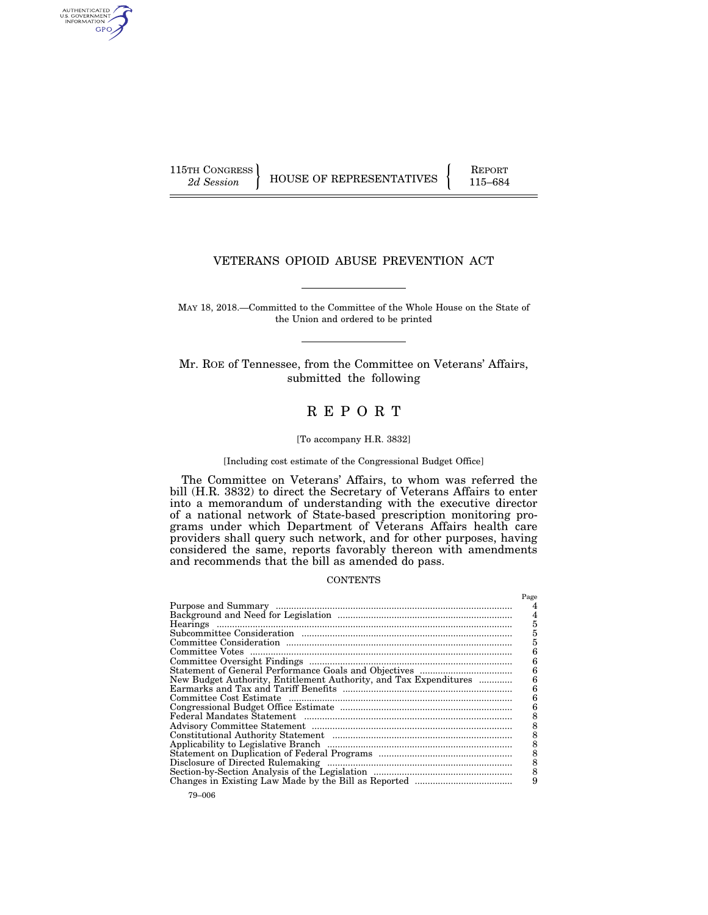115TH CONGRESS
*2d Session*

HOUSE OF REPRESENTATIVES

REPORT
115–684

# VETERANS OPIOID ABUSE PREVENTION ACT

MAY 18, 2018.—Committed to the Committee of the Whole House on the State of the Union and ordered to be printed

Mr. ROE of Tennessee, from the Committee on Veterans' Affairs, submitted the following

# R E P O R T

[To accompany H.R. 3832]

[Including cost estimate of the Congressional Budget Office]

The Committee on Veterans' Affairs, to whom was referred the bill (H.R. 3832) to direct the Secretary of Veterans Affairs to enter into a memorandum of understanding with the executive director of a national network of State-based prescription monitoring programs under which Department of Veterans Affairs health care providers shall query such network, and for other purposes, having considered the same, reports favorably thereon with amendments and recommends that the bill as amended do pass.

CONTENTS

| | Page |
|---|---|
| Purpose and Summary | 4 |
| Background and Need for Legislation | 4 |
| Hearings | 5 |
| Subcommittee Consideration | 5 |
| Committee Consideration | 5 |
| Committee Votes | 6 |
| Committee Oversight Findings | 6 |
| Statement of General Performance Goals and Objectives | 6 |
| New Budget Authority, Entitlement Authority, and Tax Expenditures | 6 |
| Earmarks and Tax and Tariff Benefits | 6 |
| Committee Cost Estimate | 6 |
| Congressional Budget Office Estimate | 6 |
| Federal Mandates Statement | 8 |
| Advisory Committee Statement | 8 |
| Constitutional Authority Statement | 8 |
| Applicability to Legislative Branch | 8 |
| Statement on Duplication of Federal Programs | 8 |
| Disclosure of Directed Rulemaking | 8 |
| Section-by-Section Analysis of the Legislation | 8 |
| Changes in Existing Law Made by the Bill as Reported | 9 |

79–006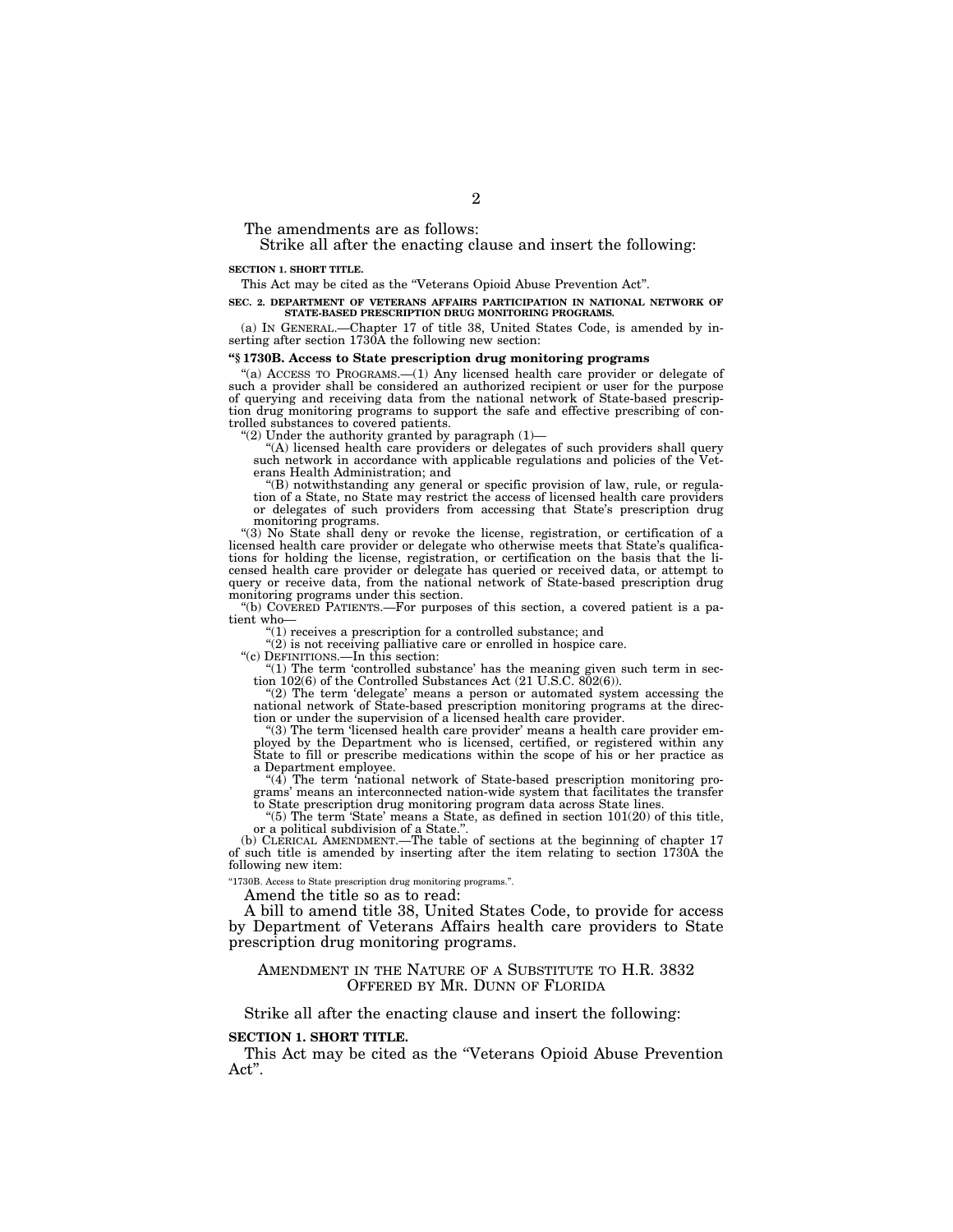The amendments are as follows:

Strike all after the enacting clause and insert the following:

**SECTION 1. SHORT TITLE.**

This Act may be cited as the "Veterans Opioid Abuse Prevention Act".

**SEC. 2. DEPARTMENT OF VETERANS AFFAIRS PARTICIPATION IN NATIONAL NETWORK OF STATE-BASED PRESCRIPTION DRUG MONITORING PROGRAMS.**

(a) IN GENERAL.—Chapter 17 of title 38, United States Code, is amended by inserting after section 1730A the following new section:

**"§ 1730B. Access to State prescription drug monitoring programs**

"(a) ACCESS TO PROGRAMS.—(1) Any licensed health care provider or delegate of such a provider shall be considered an authorized recipient or user for the purpose of querying and receiving data from the national network of State-based prescription drug monitoring programs to support the safe and effective prescribing of controlled substances to covered patients.

"(2) Under the authority granted by paragraph (1)—

"(A) licensed health care providers or delegates of such providers shall query such network in accordance with applicable regulations and policies of the Veterans Health Administration; and

"(B) notwithstanding any general or specific provision of law, rule, or regulation of a State, no State may restrict the access of licensed health care providers or delegates of such providers from accessing that State's prescription drug monitoring programs.

"(3) No State shall deny or revoke the license, registration, or certification of a licensed health care provider or delegate who otherwise meets that State's qualifications for holding the license, registration, or certification on the basis that the licensed health care provider or delegate has queried or received data, or attempt to query or receive data, from the national network of State-based prescription drug monitoring programs under this section.

"(b) COVERED PATIENTS.—For purposes of this section, a covered patient is a patient who—

"(1) receives a prescription for a controlled substance; and

"(2) is not receiving palliative care or enrolled in hospice care.

"(c) DEFINITIONS.—In this section:

"(1) The term 'controlled substance' has the meaning given such term in section 102(6) of the Controlled Substances Act (21 U.S.C. 802(6)).

"(2) The term 'delegate' means a person or automated system accessing the national network of State-based prescription monitoring programs at the direction or under the supervision of a licensed health care provider.

"(3) The term 'licensed health care provider' means a health care provider employed by the Department who is licensed, certified, or registered within any State to fill or prescribe medications within the scope of his or her practice as a Department employee.

"(4) The term 'national network of State-based prescription monitoring programs' means an interconnected nation-wide system that facilitates the transfer to State prescription drug monitoring program data across State lines.

"(5) The term 'State' means a State, as defined in section 101(20) of this title, or a political subdivision of a State.".

(b) CLERICAL AMENDMENT.—The table of sections at the beginning of chapter 17 of such title is amended by inserting after the item relating to section 1730A the following new item:

"1730B. Access to State prescription drug monitoring programs.".

Amend the title so as to read:

A bill to amend title 38, United States Code, to provide for access by Department of Veterans Affairs health care providers to State prescription drug monitoring programs.

AMENDMENT IN THE NATURE OF A SUBSTITUTE TO H.R. 3832 OFFERED BY MR. DUNN OF FLORIDA

Strike all after the enacting clause and insert the following:

**SECTION 1. SHORT TITLE.**

This Act may be cited as the "Veterans Opioid Abuse Prevention Act".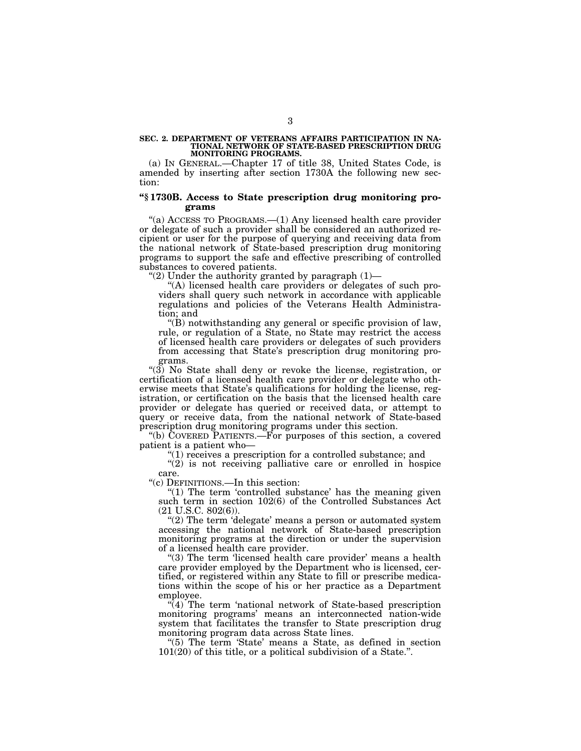**SEC. 2. DEPARTMENT OF VETERANS AFFAIRS PARTICIPATION IN NATIONAL NETWORK OF STATE-BASED PRESCRIPTION DRUG MONITORING PROGRAMS.**

(a) IN GENERAL.—Chapter 17 of title 38, United States Code, is amended by inserting after section 1730A the following new section:

**"§ 1730B. Access to State prescription drug monitoring programs**

"(a) ACCESS TO PROGRAMS.—(1) Any licensed health care provider or delegate of such a provider shall be considered an authorized recipient or user for the purpose of querying and receiving data from the national network of State-based prescription drug monitoring programs to support the safe and effective prescribing of controlled substances to covered patients.

"(2) Under the authority granted by paragraph (1)—

"(A) licensed health care providers or delegates of such providers shall query such network in accordance with applicable regulations and policies of the Veterans Health Administration; and

"(B) notwithstanding any general or specific provision of law, rule, or regulation of a State, no State may restrict the access of licensed health care providers or delegates of such providers from accessing that State's prescription drug monitoring programs.

"(3) No State shall deny or revoke the license, registration, or certification of a licensed health care provider or delegate who otherwise meets that State's qualifications for holding the license, registration, or certification on the basis that the licensed health care provider or delegate has queried or received data, or attempt to query or receive data, from the national network of State-based prescription drug monitoring programs under this section.

"(b) COVERED PATIENTS.—For purposes of this section, a covered patient is a patient who—

"(1) receives a prescription for a controlled substance; and

"(2) is not receiving palliative care or enrolled in hospice care.

"(c) DEFINITIONS.—In this section:

"(1) The term 'controlled substance' has the meaning given such term in section 102(6) of the Controlled Substances Act (21 U.S.C. 802(6)).

"(2) The term 'delegate' means a person or automated system accessing the national network of State-based prescription monitoring programs at the direction or under the supervision of a licensed health care provider.

"(3) The term 'licensed health care provider' means a health care provider employed by the Department who is licensed, certified, or registered within any State to fill or prescribe medications within the scope of his or her practice as a Department employee.

"(4) The term 'national network of State-based prescription monitoring programs' means an interconnected nation-wide system that facilitates the transfer to State prescription drug monitoring program data across State lines.

"(5) The term 'State' means a State, as defined in section 101(20) of this title, or a political subdivision of a State.".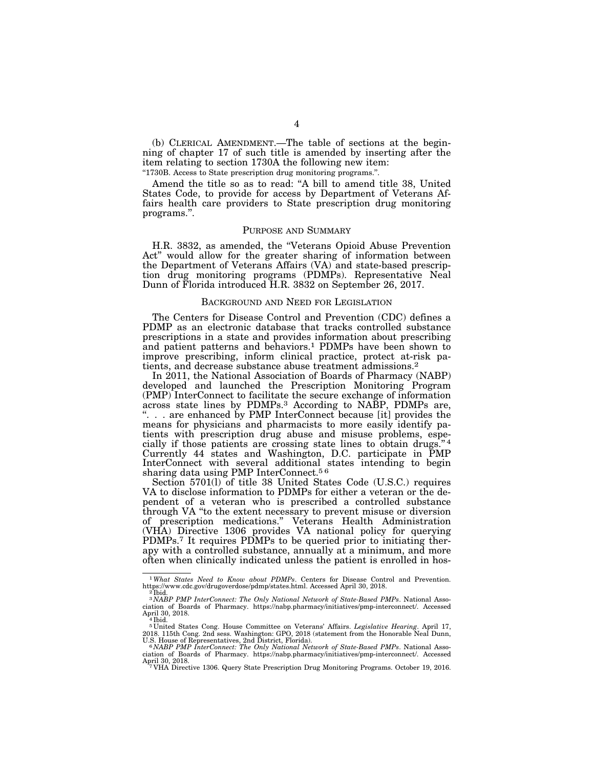(b) CLERICAL AMENDMENT.—The table of sections at the beginning of chapter 17 of such title is amended by inserting after the item relating to section 1730A the following new item:

"1730B. Access to State prescription drug monitoring programs.".

Amend the title so as to read: "A bill to amend title 38, United States Code, to provide for access by Department of Veterans Affairs health care providers to State prescription drug monitoring programs.".

## PURPOSE AND SUMMARY

H.R. 3832, as amended, the "Veterans Opioid Abuse Prevention Act" would allow for the greater sharing of information between the Department of Veterans Affairs (VA) and state-based prescription drug monitoring programs (PDMPs). Representative Neal Dunn of Florida introduced H.R. 3832 on September 26, 2017.

## BACKGROUND AND NEED FOR LEGISLATION

The Centers for Disease Control and Prevention (CDC) defines a PDMP as an electronic database that tracks controlled substance prescriptions in a state and provides information about prescribing and patient patterns and behaviors.[1] PDMPs have been shown to improve prescribing, inform clinical practice, protect at-risk patients, and decrease substance abuse treatment admissions.[2]

In 2011, the National Association of Boards of Pharmacy (NABP) developed and launched the Prescription Monitoring Program (PMP) InterConnect to facilitate the secure exchange of information across state lines by PDMPs.[3] According to NABP, PDMPs are, ". . . are enhanced by PMP InterConnect because [it] provides the means for physicians and pharmacists to more easily identify patients with prescription drug abuse and misuse problems, especially if those patients are crossing state lines to obtain drugs."[4] Currently 44 states and Washington, D.C. participate in PMP InterConnect with several additional states intending to begin sharing data using PMP InterConnect.[5][6]

Section 5701(l) of title 38 United States Code (U.S.C.) requires VA to disclose information to PDMPs for either a veteran or the dependent of a veteran who is prescribed a controlled substance through VA "to the extent necessary to prevent misuse or diversion of prescription medications." Veterans Health Administration (VHA) Directive 1306 provides VA national policy for querying PDMPs.[7] It requires PDMPs to be queried prior to initiating therapy with a controlled substance, annually at a minimum, and more often when clinically indicated unless the patient is enrolled in hos-

---

[1] *What States Need to Know about PDMPs*. Centers for Disease Control and Prevention. https://www.cdc.gov/drugoverdose/pdmp/states.html. Accessed April 30, 2018.

[2] Ibid.

[3] *NABP PMP InterConnect: The Only National Network of State-Based PMPs*. National Association of Boards of Pharmacy. https://nabp.pharmacy/initiatives/pmp-interconnect/. Accessed April 30, 2018.

[4] Ibid.

[5] United States Cong. House Committee on Veterans' Affairs. *Legislative Hearing*. April 17, 2018. 115th Cong. 2nd sess. Washington: GPO, 2018 (statement from the Honorable Neal Dunn, U.S. House of Representatives, 2nd District, Florida).

[6] *NABP PMP InterConnect: The Only National Network of State-Based PMPs*. National Association of Boards of Pharmacy. https://nabp.pharmacy/initiatives/pmp-interconnect/. Accessed April 30, 2018.

[7] VHA Directive 1306. Query State Prescription Drug Monitoring Programs. October 19, 2016.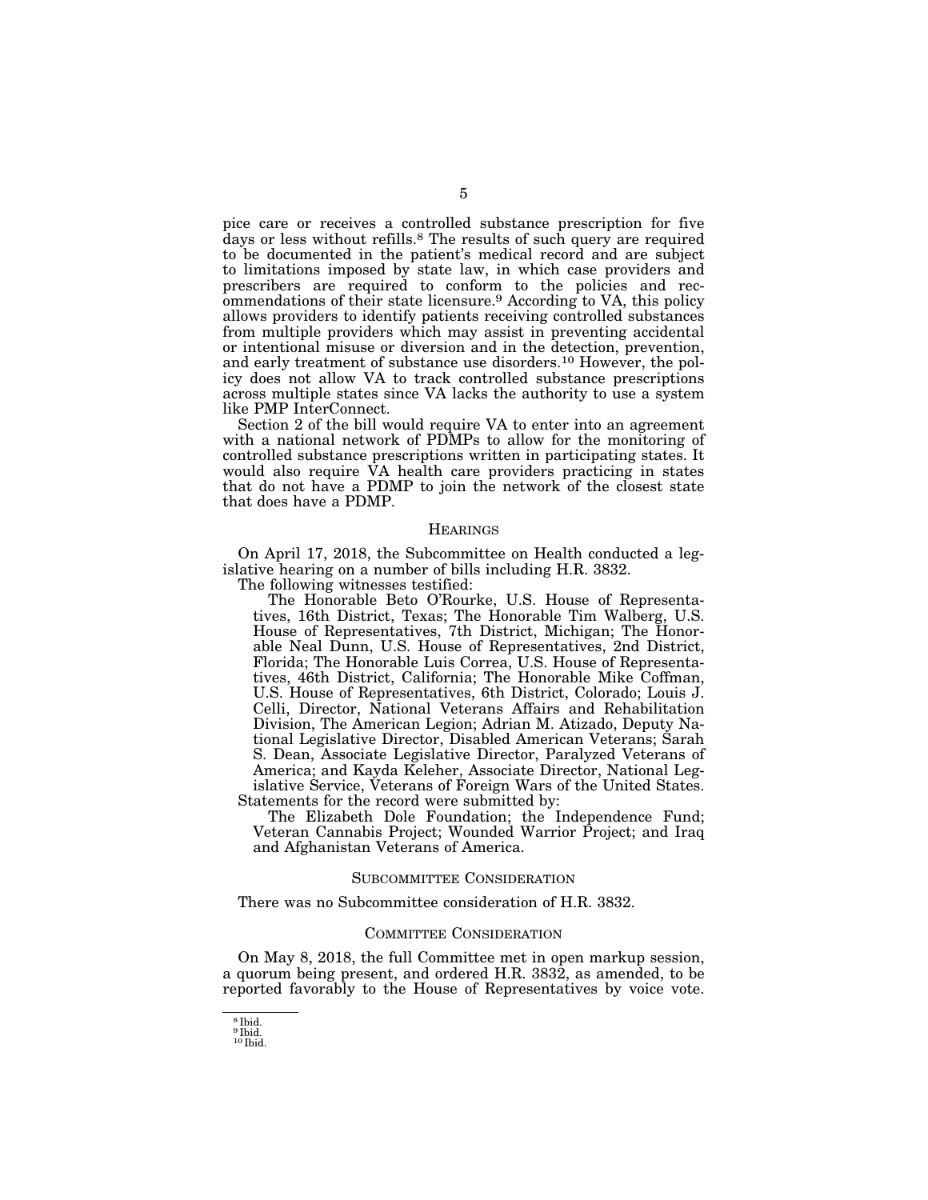pice care or receives a controlled substance prescription for five days or less without refills.[8] The results of such query are required to be documented in the patient's medical record and are subject to limitations imposed by state law, in which case providers and prescribers are required to conform to the policies and recommendations of their state licensure.[9] According to VA, this policy allows providers to identify patients receiving controlled substances from multiple providers which may assist in preventing accidental or intentional misuse or diversion and in the detection, prevention, and early treatment of substance use disorders.[10] However, the policy does not allow VA to track controlled substance prescriptions across multiple states since VA lacks the authority to use a system like PMP InterConnect.

Section 2 of the bill would require VA to enter into an agreement with a national network of PDMPs to allow for the monitoring of controlled substance prescriptions written in participating states. It would also require VA health care providers practicing in states that do not have a PDMP to join the network of the closest state that does have a PDMP.

## HEARINGS

On April 17, 2018, the Subcommittee on Health conducted a legislative hearing on a number of bills including H.R. 3832.

The following witnesses testified:

The Honorable Beto O'Rourke, U.S. House of Representatives, 16th District, Texas; The Honorable Tim Walberg, U.S. House of Representatives, 7th District, Michigan; The Honorable Neal Dunn, U.S. House of Representatives, 2nd District, Florida; The Honorable Luis Correa, U.S. House of Representatives, 46th District, California; The Honorable Mike Coffman, U.S. House of Representatives, 6th District, Colorado; Louis J. Celli, Director, National Veterans Affairs and Rehabilitation Division, The American Legion; Adrian M. Atizado, Deputy National Legislative Director, Disabled American Veterans; Sarah S. Dean, Associate Legislative Director, Paralyzed Veterans of America; and Kayda Keleher, Associate Director, National Legislative Service, Veterans of Foreign Wars of the United States.

Statements for the record were submitted by:

The Elizabeth Dole Foundation; the Independence Fund; Veteran Cannabis Project; Wounded Warrior Project; and Iraq and Afghanistan Veterans of America.

## SUBCOMMITTEE CONSIDERATION

There was no Subcommittee consideration of H.R. 3832.

## COMMITTEE CONSIDERATION

On May 8, 2018, the full Committee met in open markup session, a quorum being present, and ordered H.R. 3832, as amended, to be reported favorably to the House of Representatives by voice vote.

---

[8] Ibid.

[9] Ibid.

[10] Ibid.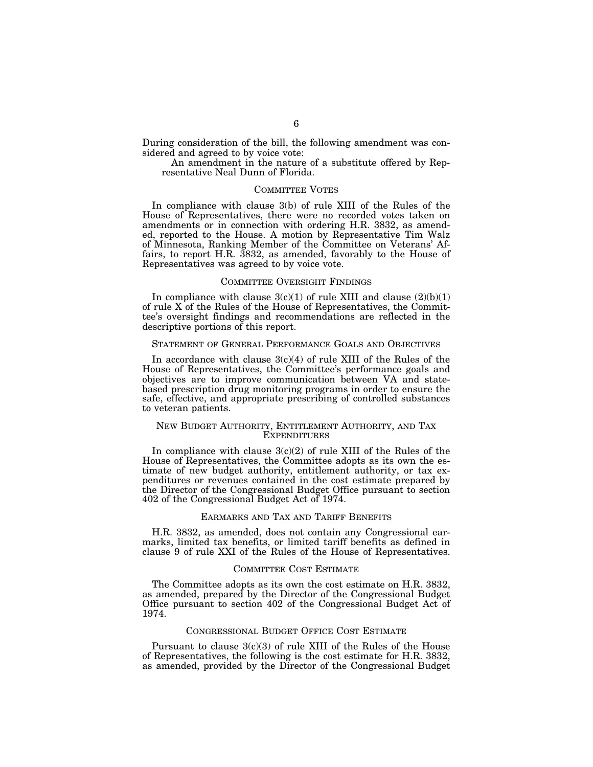During consideration of the bill, the following amendment was considered and agreed to by voice vote:

An amendment in the nature of a substitute offered by Representative Neal Dunn of Florida.

## COMMITTEE VOTES

In compliance with clause 3(b) of rule XIII of the Rules of the House of Representatives, there were no recorded votes taken on amendments or in connection with ordering H.R. 3832, as amended, reported to the House. A motion by Representative Tim Walz of Minnesota, Ranking Member of the Committee on Veterans' Affairs, to report H.R. 3832, as amended, favorably to the House of Representatives was agreed to by voice vote.

## COMMITTEE OVERSIGHT FINDINGS

In compliance with clause 3(c)(1) of rule XIII and clause (2)(b)(1) of rule X of the Rules of the House of Representatives, the Committee's oversight findings and recommendations are reflected in the descriptive portions of this report.

## STATEMENT OF GENERAL PERFORMANCE GOALS AND OBJECTIVES

In accordance with clause 3(c)(4) of rule XIII of the Rules of the House of Representatives, the Committee's performance goals and objectives are to improve communication between VA and state-based prescription drug monitoring programs in order to ensure the safe, effective, and appropriate prescribing of controlled substances to veteran patients.

## NEW BUDGET AUTHORITY, ENTITLEMENT AUTHORITY, AND TAX EXPENDITURES

In compliance with clause 3(c)(2) of rule XIII of the Rules of the House of Representatives, the Committee adopts as its own the estimate of new budget authority, entitlement authority, or tax expenditures or revenues contained in the cost estimate prepared by the Director of the Congressional Budget Office pursuant to section 402 of the Congressional Budget Act of 1974.

## EARMARKS AND TAX AND TARIFF BENEFITS

H.R. 3832, as amended, does not contain any Congressional earmarks, limited tax benefits, or limited tariff benefits as defined in clause 9 of rule XXI of the Rules of the House of Representatives.

## COMMITTEE COST ESTIMATE

The Committee adopts as its own the cost estimate on H.R. 3832, as amended, prepared by the Director of the Congressional Budget Office pursuant to section 402 of the Congressional Budget Act of 1974.

## CONGRESSIONAL BUDGET OFFICE COST ESTIMATE

Pursuant to clause 3(c)(3) of rule XIII of the Rules of the House of Representatives, the following is the cost estimate for H.R. 3832, as amended, provided by the Director of the Congressional Budget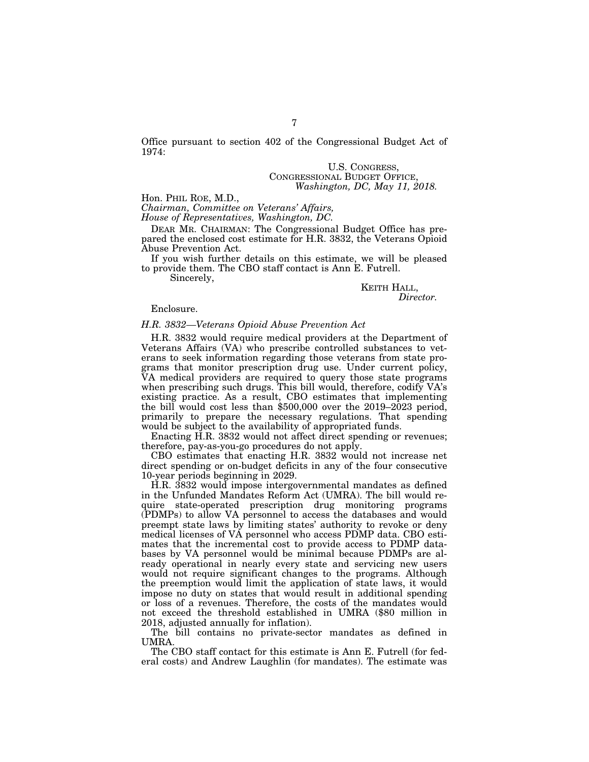Office pursuant to section 402 of the Congressional Budget Act of 1974:

U.S. CONGRESS,
CONGRESSIONAL BUDGET OFFICE,
*Washington, DC, May 11, 2018.*

Hon. PHIL ROE, M.D.,
*Chairman, Committee on Veterans' Affairs,*
*House of Representatives, Washington, DC.*

DEAR MR. CHAIRMAN: The Congressional Budget Office has prepared the enclosed cost estimate for H.R. 3832, the Veterans Opioid Abuse Prevention Act.

If you wish further details on this estimate, we will be pleased to provide them. The CBO staff contact is Ann E. Futrell.

Sincerely,

KEITH HALL,
*Director.*

Enclosure.

*H.R. 3832—Veterans Opioid Abuse Prevention Act*

H.R. 3832 would require medical providers at the Department of Veterans Affairs (VA) who prescribe controlled substances to veterans to seek information regarding those veterans from state programs that monitor prescription drug use. Under current policy, VA medical providers are required to query those state programs when prescribing such drugs. This bill would, therefore, codify VA's existing practice. As a result, CBO estimates that implementing the bill would cost less than $500,000 over the 2019–2023 period, primarily to prepare the necessary regulations. That spending would be subject to the availability of appropriated funds.

Enacting H.R. 3832 would not affect direct spending or revenues; therefore, pay-as-you-go procedures do not apply.

CBO estimates that enacting H.R. 3832 would not increase net direct spending or on-budget deficits in any of the four consecutive 10-year periods beginning in 2029.

H.R. 3832 would impose intergovernmental mandates as defined in the Unfunded Mandates Reform Act (UMRA). The bill would require state-operated prescription drug monitoring programs (PDMPs) to allow VA personnel to access the databases and would preempt state laws by limiting states' authority to revoke or deny medical licenses of VA personnel who access PDMP data. CBO estimates that the incremental cost to provide access to PDMP databases by VA personnel would be minimal because PDMPs are already operational in nearly every state and servicing new users would not require significant changes to the programs. Although the preemption would limit the application of state laws, it would impose no duty on states that would result in additional spending or loss of a revenues. Therefore, the costs of the mandates would not exceed the threshold established in UMRA ($80 million in 2018, adjusted annually for inflation).

The bill contains no private-sector mandates as defined in UMRA.

The CBO staff contact for this estimate is Ann E. Futrell (for federal costs) and Andrew Laughlin (for mandates). The estimate was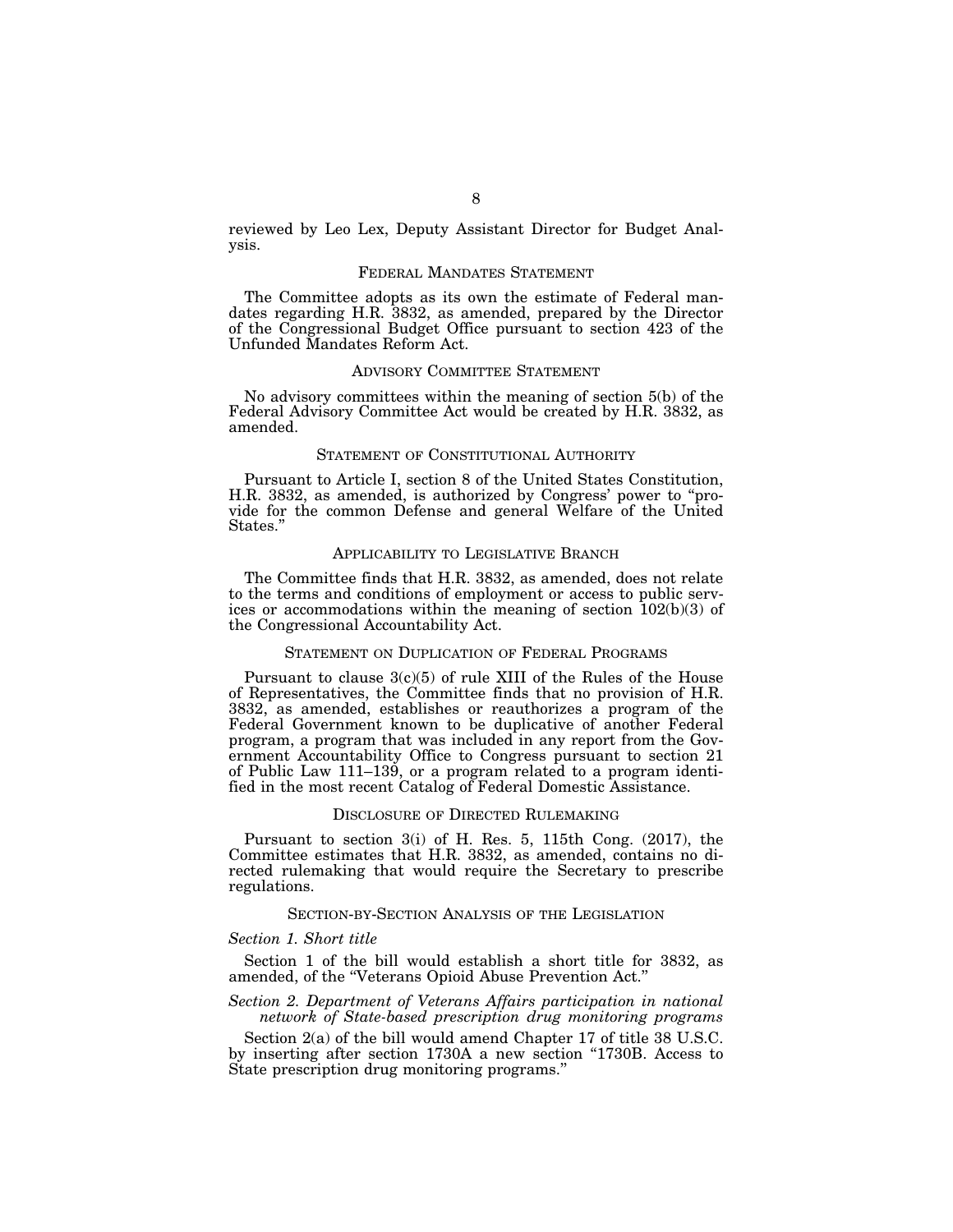reviewed by Leo Lex, Deputy Assistant Director for Budget Analysis.

## Federal Mandates Statement

The Committee adopts as its own the estimate of Federal mandates regarding H.R. 3832, as amended, prepared by the Director of the Congressional Budget Office pursuant to section 423 of the Unfunded Mandates Reform Act.

## Advisory Committee Statement

No advisory committees within the meaning of section 5(b) of the Federal Advisory Committee Act would be created by H.R. 3832, as amended.

## Statement of Constitutional Authority

Pursuant to Article I, section 8 of the United States Constitution, H.R. 3832, as amended, is authorized by Congress' power to "provide for the common Defense and general Welfare of the United States."

## Applicability to Legislative Branch

The Committee finds that H.R. 3832, as amended, does not relate to the terms and conditions of employment or access to public services or accommodations within the meaning of section 102(b)(3) of the Congressional Accountability Act.

## Statement on Duplication of Federal Programs

Pursuant to clause 3(c)(5) of rule XIII of the Rules of the House of Representatives, the Committee finds that no provision of H.R. 3832, as amended, establishes or reauthorizes a program of the Federal Government known to be duplicative of another Federal program, a program that was included in any report from the Government Accountability Office to Congress pursuant to section 21 of Public Law 111–139, or a program related to a program identified in the most recent Catalog of Federal Domestic Assistance.

## Disclosure of Directed Rulemaking

Pursuant to section 3(i) of H. Res. 5, 115th Cong. (2017), the Committee estimates that H.R. 3832, as amended, contains no directed rulemaking that would require the Secretary to prescribe regulations.

## Section-by-Section Analysis of the Legislation

### *Section 1. Short title*

Section 1 of the bill would establish a short title for 3832, as amended, of the "Veterans Opioid Abuse Prevention Act."

### *Section 2. Department of Veterans Affairs participation in national network of State-based prescription drug monitoring programs*

Section 2(a) of the bill would amend Chapter 17 of title 38 U.S.C. by inserting after section 1730A a new section "1730B. Access to State prescription drug monitoring programs."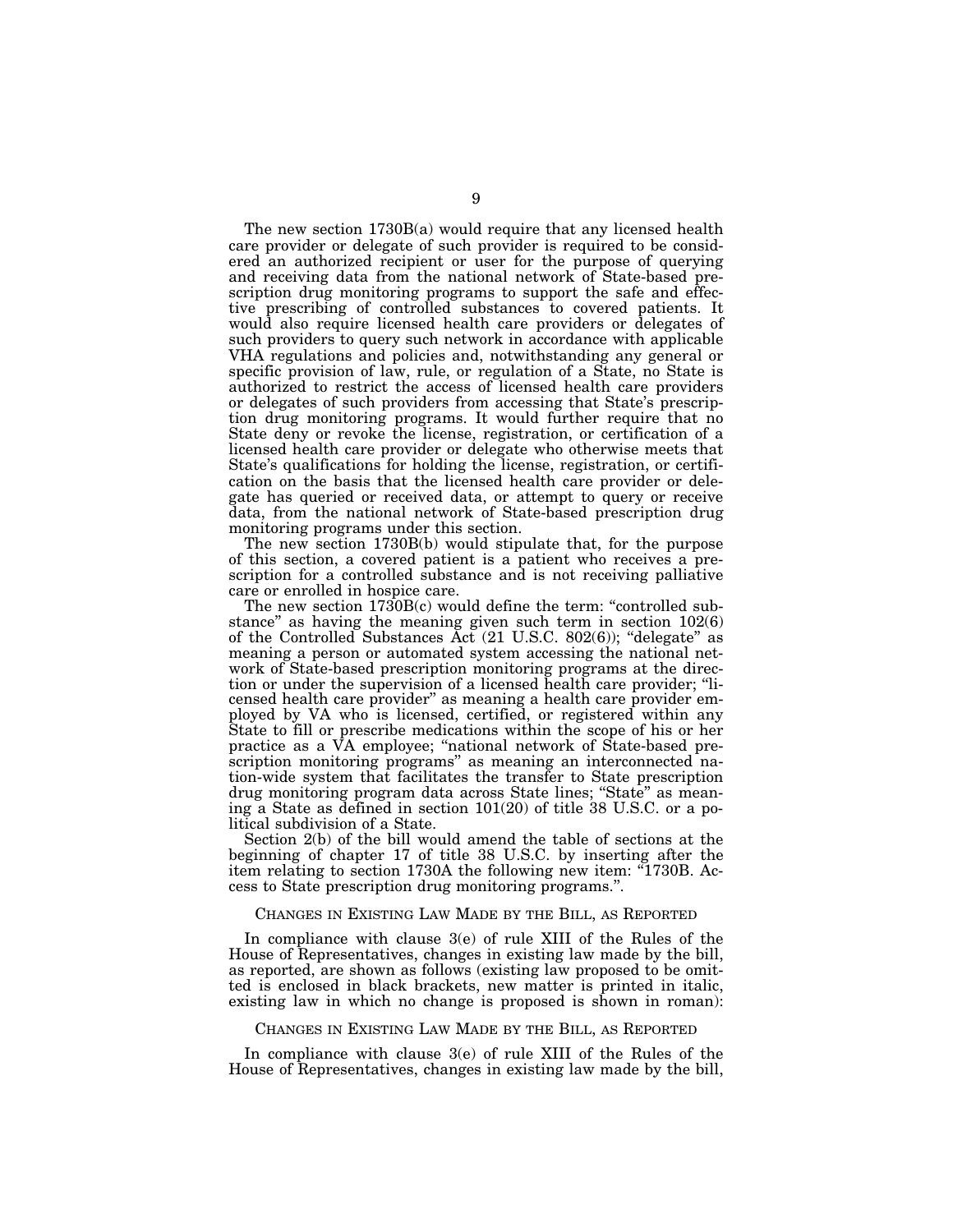The new section 1730B(a) would require that any licensed health care provider or delegate of such provider is required to be considered an authorized recipient or user for the purpose of querying and receiving data from the national network of State-based prescription drug monitoring programs to support the safe and effective prescribing of controlled substances to covered patients. It would also require licensed health care providers or delegates of such providers to query such network in accordance with applicable VHA regulations and policies and, notwithstanding any general or specific provision of law, rule, or regulation of a State, no State is authorized to restrict the access of licensed health care providers or delegates of such providers from accessing that State's prescription drug monitoring programs. It would further require that no State deny or revoke the license, registration, or certification of a licensed health care provider or delegate who otherwise meets that State's qualifications for holding the license, registration, or certification on the basis that the licensed health care provider or delegate has queried or received data, or attempt to query or receive data, from the national network of State-based prescription drug monitoring programs under this section.

The new section 1730B(b) would stipulate that, for the purpose of this section, a covered patient is a patient who receives a prescription for a controlled substance and is not receiving palliative care or enrolled in hospice care.

The new section 1730B(c) would define the term: "controlled substance" as having the meaning given such term in section 102(6) of the Controlled Substances Act (21 U.S.C. 802(6)); "delegate" as meaning a person or automated system accessing the national network of State-based prescription monitoring programs at the direction or under the supervision of a licensed health care provider; "licensed health care provider" as meaning a health care provider employed by VA who is licensed, certified, or registered within any State to fill or prescribe medications within the scope of his or her practice as a VA employee; "national network of State-based prescription monitoring programs" as meaning an interconnected nation-wide system that facilitates the transfer to State prescription drug monitoring program data across State lines; "State" as meaning a State as defined in section 101(20) of title 38 U.S.C. or a political subdivision of a State.

Section 2(b) of the bill would amend the table of sections at the beginning of chapter 17 of title 38 U.S.C. by inserting after the item relating to section 1730A the following new item: "1730B. Access to State prescription drug monitoring programs.".

## CHANGES IN EXISTING LAW MADE BY THE BILL, AS REPORTED

In compliance with clause 3(e) of rule XIII of the Rules of the House of Representatives, changes in existing law made by the bill, as reported, are shown as follows (existing law proposed to be omitted is enclosed in black brackets, new matter is printed in italic, existing law in which no change is proposed is shown in roman):

## CHANGES IN EXISTING LAW MADE BY THE BILL, AS REPORTED

In compliance with clause 3(e) of rule XIII of the Rules of the House of Representatives, changes in existing law made by the bill,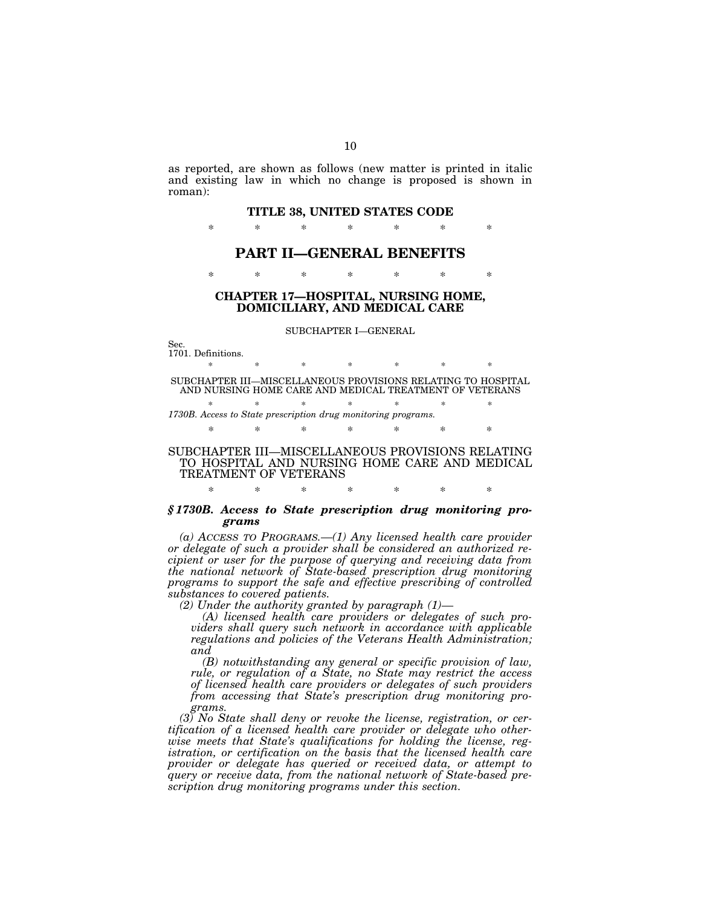as reported, are shown as follows (new matter is printed in italic and existing law in which no change is proposed is shown in roman):

## TITLE 38, UNITED STATES CODE

\* \* \* \* \* \* \*

# PART II—GENERAL BENEFITS

\* \* \* \* \* \* \*

### CHAPTER 17—HOSPITAL, NURSING HOME, DOMICILIARY, AND MEDICAL CARE

SUBCHAPTER I—GENERAL

Sec.
1701. Definitions.

\* \* \* \* \* \* \*

SUBCHAPTER III—MISCELLANEOUS PROVISIONS RELATING TO HOSPITAL AND NURSING HOME CARE AND MEDICAL TREATMENT OF VETERANS

\* \* \* \* \* \* \*

*1730B. Access to State prescription drug monitoring programs.*

\* \* \* \* \* \* \*

SUBCHAPTER III—MISCELLANEOUS PROVISIONS RELATING TO HOSPITAL AND NURSING HOME CARE AND MEDICAL TREATMENT OF VETERANS

\* \* \* \* \* \* \*

### *§1730B. Access to State prescription drug monitoring programs*

*(a) ACCESS TO PROGRAMS.—(1) Any licensed health care provider or delegate of such a provider shall be considered an authorized recipient or user for the purpose of querying and receiving data from the national network of State-based prescription drug monitoring programs to support the safe and effective prescribing of controlled substances to covered patients.*

*(2) Under the authority granted by paragraph (1)—*

*(A) licensed health care providers or delegates of such providers shall query such network in accordance with applicable regulations and policies of the Veterans Health Administration; and*

*(B) notwithstanding any general or specific provision of law, rule, or regulation of a State, no State may restrict the access of licensed health care providers or delegates of such providers from accessing that State's prescription drug monitoring programs.*

*(3) No State shall deny or revoke the license, registration, or certification of a licensed health care provider or delegate who otherwise meets that State's qualifications for holding the license, registration, or certification on the basis that the licensed health care provider or delegate has queried or received data, or attempt to query or receive data, from the national network of State-based prescription drug monitoring programs under this section.*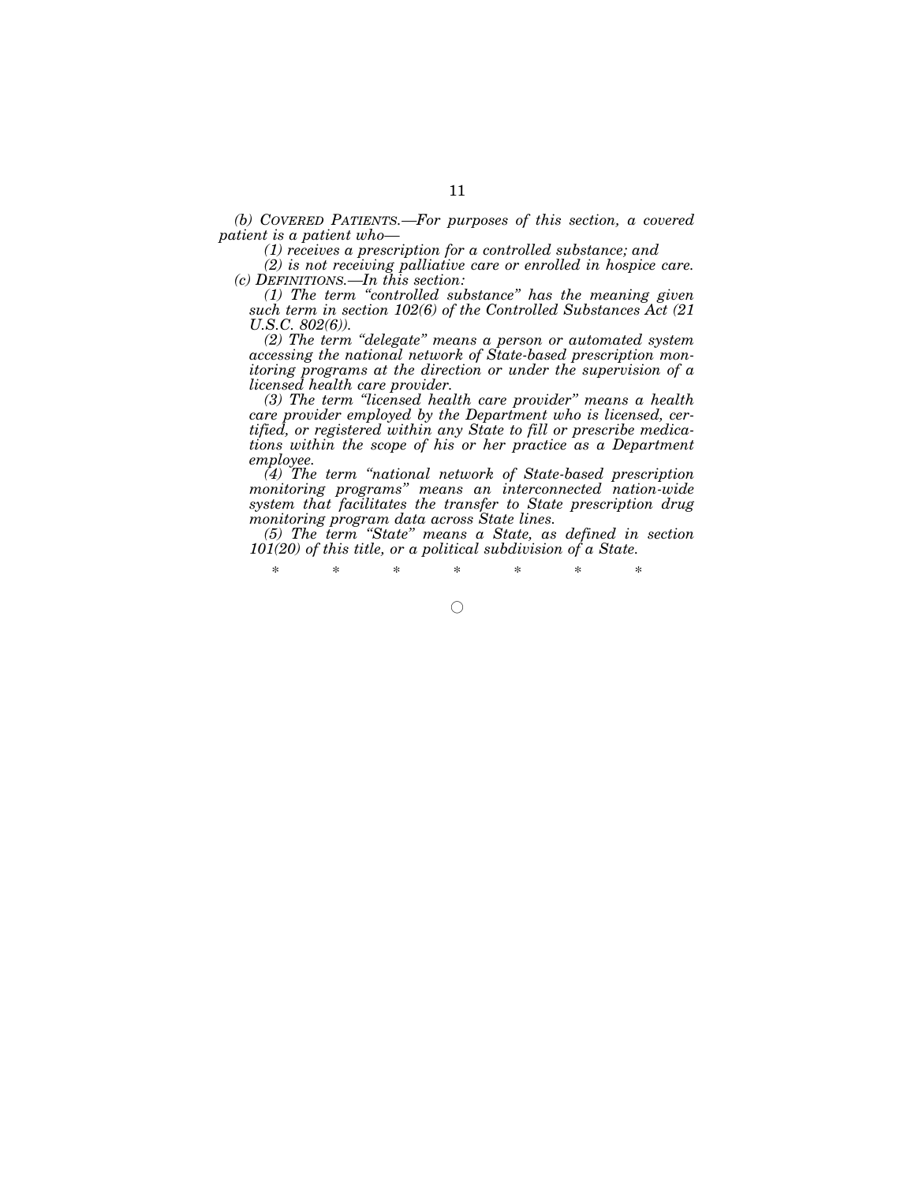*(b) Covered Patients.—For purposes of this section, a covered patient is a patient who—*

*(1) receives a prescription for a controlled substance; and*

*(2) is not receiving palliative care or enrolled in hospice care.*

*(c) Definitions.—In this section:*

*(1) The term "controlled substance" has the meaning given such term in section 102(6) of the Controlled Substances Act (21 U.S.C. 802(6)).*

*(2) The term "delegate" means a person or automated system accessing the national network of State-based prescription monitoring programs at the direction or under the supervision of a licensed health care provider.*

*(3) The term "licensed health care provider" means a health care provider employed by the Department who is licensed, certified, or registered within any State to fill or prescribe medications within the scope of his or her practice as a Department employee.*

*(4) The term "national network of State-based prescription monitoring programs" means an interconnected nation-wide system that facilitates the transfer to State prescription drug monitoring program data across State lines.*

*(5) The term "State" means a State, as defined in section 101(20) of this title, or a political subdivision of a State.*

\* \* \* \* \* \* \*